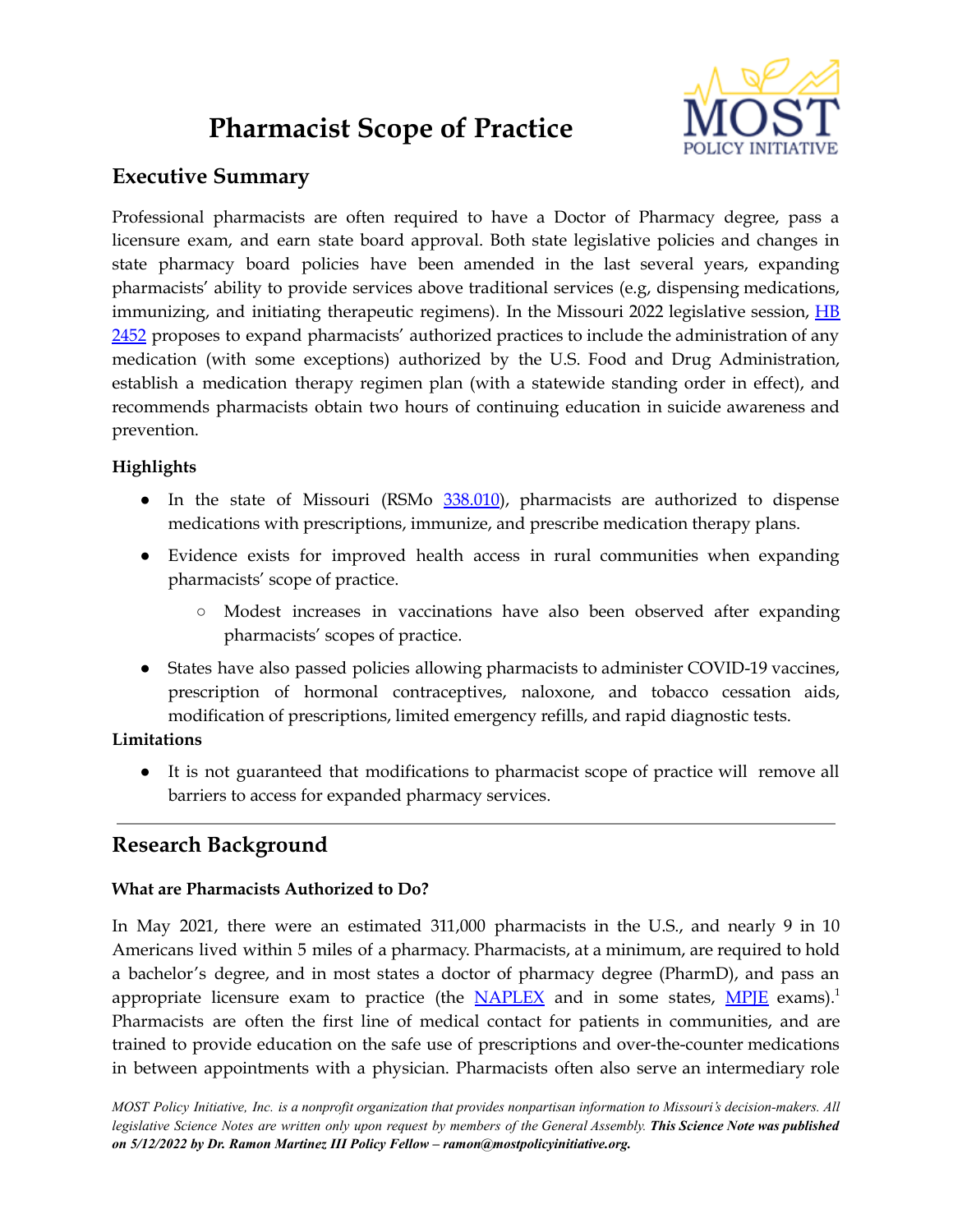# Pharmacist Scope of Practice

## Executive Summary

Professional pharmacists are often required to have a Doctor of Pharmacy degree, pass a licensure exam, and earn state board approval. Both state legislative policies and changes in state pharmacy board policies have been amended in the last several years, expanding pharmacists' ability to provide services above traditional services (e.g, dispensing medications, immunizing, and initiating therapeutic regimens). In the Missouri 2022 legislative session, [HB 2452](#) proposes to expand pharmacists' authorized practices to include the administration of any medication (with some exceptions) authorized by the U.S. Food and Drug Administration, establish a medication therapy regimen plan (with a statewide standing order in effect), and recommends pharmacists obtain two hours of continuing education in suicide awareness and prevention.

**Highlights**

- In the state of Missouri (RSMo [338.010](#)), pharmacists are authorized to dispense medications with prescriptions, immunize, and prescribe medication therapy plans.
- Evidence exists for improved health access in rural communities when expanding pharmacists' scope of practice.
  - Modest increases in vaccinations have also been observed after expanding pharmacists' scopes of practice.
- States have also passed policies allowing pharmacists to administer COVID-19 vaccines, prescription of hormonal contraceptives, naloxone, and tobacco cessation aids, modification of prescriptions, limited emergency refills, and rapid diagnostic tests.

**Limitations**

- It is not guaranteed that modifications to pharmacist scope of practice will remove all barriers to access for expanded pharmacy services.

---

## Research Background

**What are Pharmacists Authorized to Do?**

In May 2021, there were an estimated 311,000 pharmacists in the U.S., and nearly 9 in 10 Americans lived within 5 miles of a pharmacy. Pharmacists, at a minimum, are required to hold a bachelor's degree, and in most states a doctor of pharmacy degree (PharmD), and pass an appropriate licensure exam to practice (the [NAPLEX](#) and in some states, [MPJE](#) exams).[1] Pharmacists are often the first line of medical contact for patients in communities, and are trained to provide education on the safe use of prescriptions and over-the-counter medications in between appointments with a physician. Pharmacists often also serve an intermediary role

*MOST Policy Initiative, Inc. is a nonprofit organization that provides nonpartisan information to Missouri's decision-makers. All legislative Science Notes are written only upon request by members of the General Assembly.* ***This Science Note was published on 5/12/2022 by Dr. Ramon Martinez III Policy Fellow – ramon@mostpolicyinitiative.org.***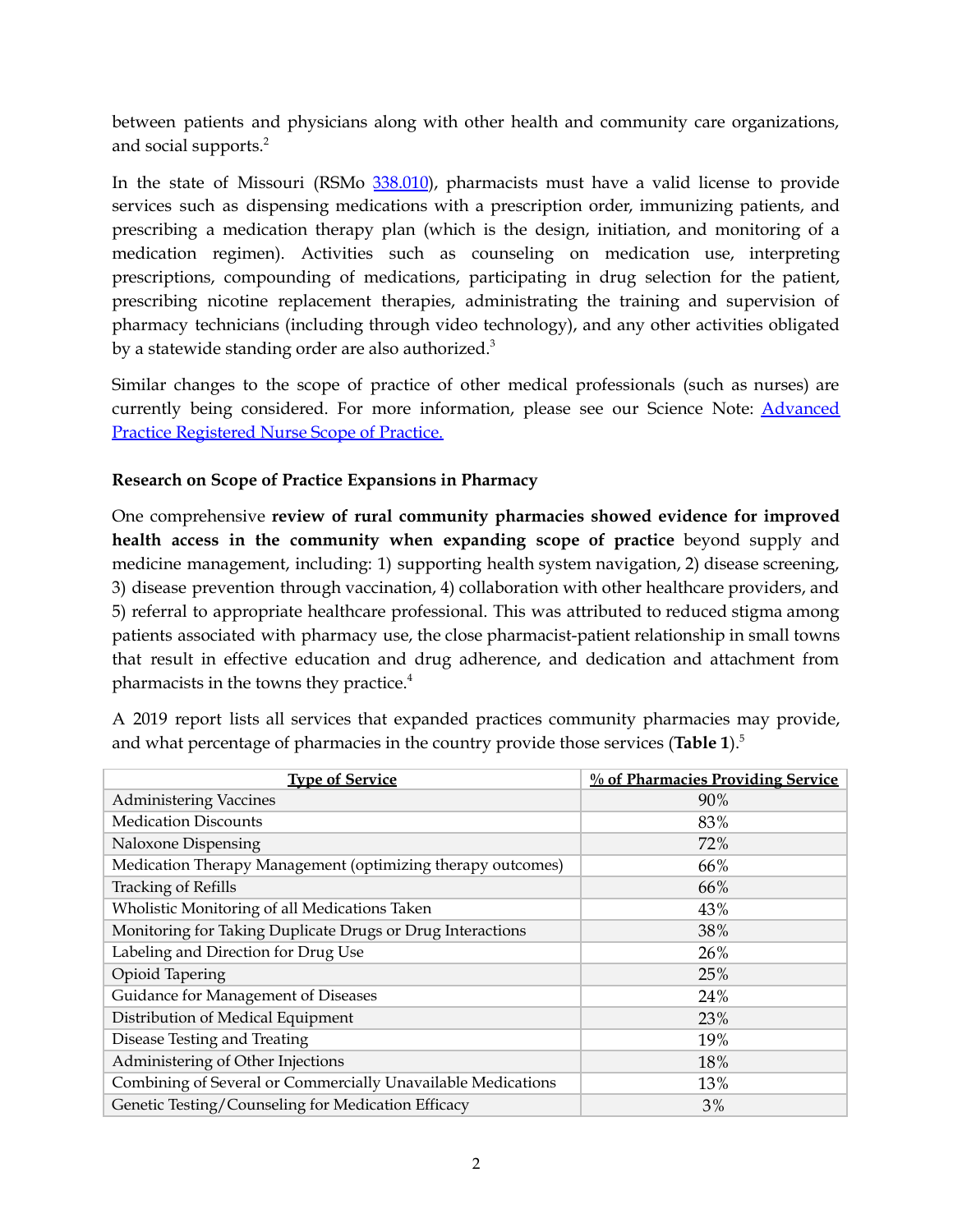between patients and physicians along with other health and community care organizations, and social supports.[2]

In the state of Missouri (RSMo [338.010](338.010)), pharmacists must have a valid license to provide services such as dispensing medications with a prescription order, immunizing patients, and prescribing a medication therapy plan (which is the design, initiation, and monitoring of a medication regimen). Activities such as counseling on medication use, interpreting prescriptions, compounding of medications, participating in drug selection for the patient, prescribing nicotine replacement therapies, administrating the training and supervision of pharmacy technicians (including through video technology), and any other activities obligated by a statewide standing order are also authorized.[3]

Similar changes to the scope of practice of other medical professionals (such as nurses) are currently being considered. For more information, please see our Science Note: Advanced Practice Registered Nurse Scope of Practice.

**Research on Scope of Practice Expansions in Pharmacy**

One comprehensive **review of rural community pharmacies showed evidence for improved health access in the community when expanding scope of practice** beyond supply and medicine management, including: 1) supporting health system navigation, 2) disease screening, 3) disease prevention through vaccination, 4) collaboration with other healthcare providers, and 5) referral to appropriate healthcare professional. This was attributed to reduced stigma among patients associated with pharmacy use, the close pharmacist-patient relationship in small towns that result in effective education and drug adherence, and dedication and attachment from pharmacists in the towns they practice.[4]

A 2019 report lists all services that expanded practices community pharmacies may provide, and what percentage of pharmacies in the country provide those services (**Table 1**).[5]

| Type of Service | % of Pharmacies Providing Service |
|---|---|
| Administering Vaccines | 90% |
| Medication Discounts | 83% |
| Naloxone Dispensing | 72% |
| Medication Therapy Management (optimizing therapy outcomes) | 66% |
| Tracking of Refills | 66% |
| Wholistic Monitoring of all Medications Taken | 43% |
| Monitoring for Taking Duplicate Drugs or Drug Interactions | 38% |
| Labeling and Direction for Drug Use | 26% |
| Opioid Tapering | 25% |
| Guidance for Management of Diseases | 24% |
| Distribution of Medical Equipment | 23% |
| Disease Testing and Treating | 19% |
| Administering of Other Injections | 18% |
| Combining of Several or Commercially Unavailable Medications | 13% |
| Genetic Testing/Counseling for Medication Efficacy | 3% |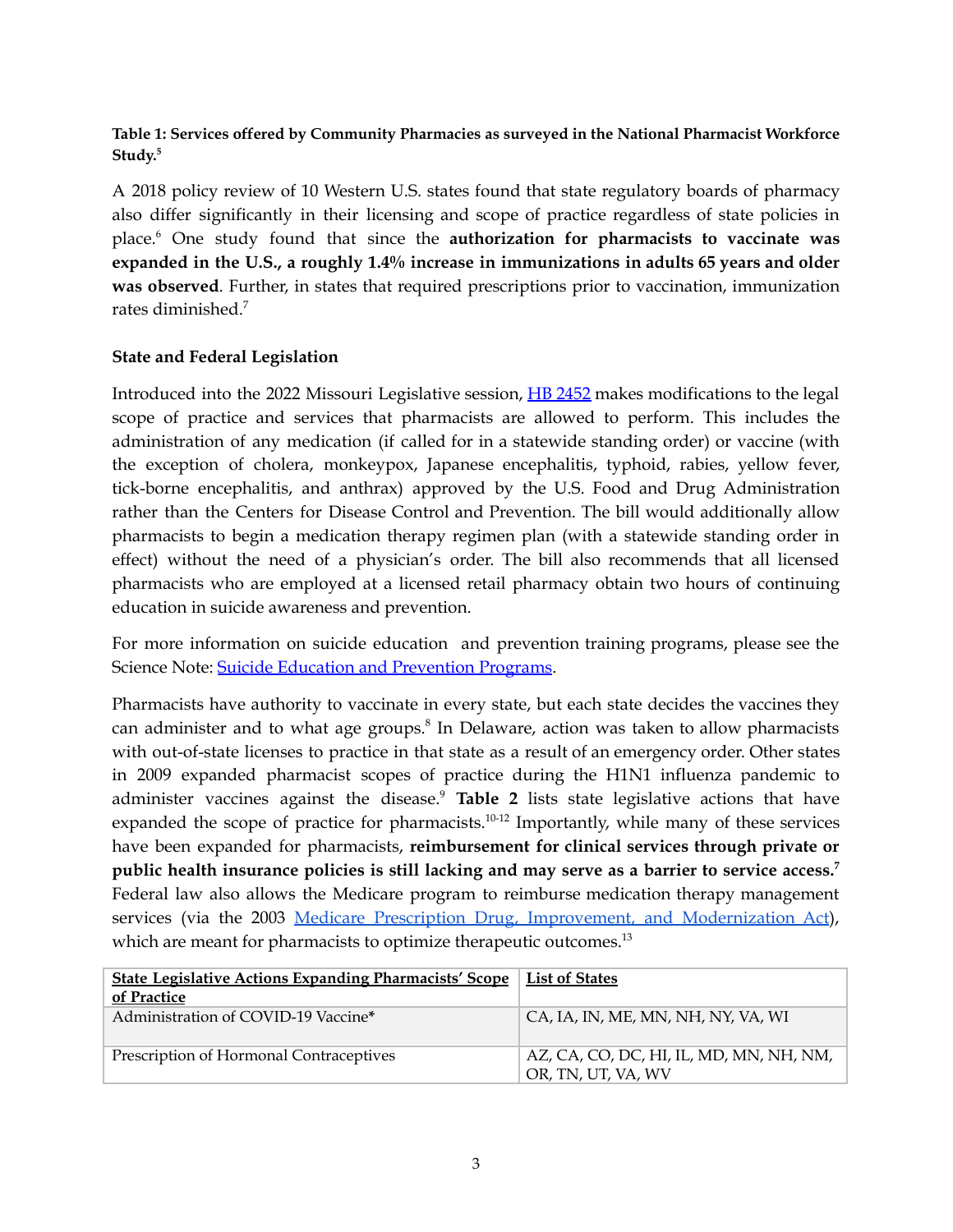**Table 1: Services offered by Community Pharmacies as surveyed in the National Pharmacist Workforce Study.[5]**

A 2018 policy review of 10 Western U.S. states found that state regulatory boards of pharmacy also differ significantly in their licensing and scope of practice regardless of state policies in place.[6] One study found that since the **authorization for pharmacists to vaccinate was expanded in the U.S., a roughly 1.4% increase in immunizations in adults 65 years and older was observed**. Further, in states that required prescriptions prior to vaccination, immunization rates diminished.[7]

**State and Federal Legislation**

Introduced into the 2022 Missouri Legislative session, HB 2452 makes modifications to the legal scope of practice and services that pharmacists are allowed to perform. This includes the administration of any medication (if called for in a statewide standing order) or vaccine (with the exception of cholera, monkeypox, Japanese encephalitis, typhoid, rabies, yellow fever, tick-borne encephalitis, and anthrax) approved by the U.S. Food and Drug Administration rather than the Centers for Disease Control and Prevention. The bill would additionally allow pharmacists to begin a medication therapy regimen plan (with a statewide standing order in effect) without the need of a physician's order. The bill also recommends that all licensed pharmacists who are employed at a licensed retail pharmacy obtain two hours of continuing education in suicide awareness and prevention.

For more information on suicide education and prevention training programs, please see the Science Note: Suicide Education and Prevention Programs.

Pharmacists have authority to vaccinate in every state, but each state decides the vaccines they can administer and to what age groups.[8] In Delaware, action was taken to allow pharmacists with out-of-state licenses to practice in that state as a result of an emergency order. Other states in 2009 expanded pharmacist scopes of practice during the H1N1 influenza pandemic to administer vaccines against the disease.[9] **Table 2** lists state legislative actions that have expanded the scope of practice for pharmacists.[10-12] Importantly, while many of these services have been expanded for pharmacists, **reimbursement for clinical services through private or public health insurance policies is still lacking and may serve as a barrier to service access.[7]** Federal law also allows the Medicare program to reimburse medication therapy management services (via the 2003 Medicare Prescription Drug, Improvement, and Modernization Act), which are meant for pharmacists to optimize therapeutic outcomes.[13]

| State Legislative Actions Expanding Pharmacists' Scope of Practice | List of States |
|---|---|
| Administration of COVID-19 Vaccine* | CA, IA, IN, ME, MN, NH, NY, VA, WI |
| Prescription of Hormonal Contraceptives | AZ, CA, CO, DC, HI, IL, MD, MN, NH, NM, OR, TN, UT, VA, WV |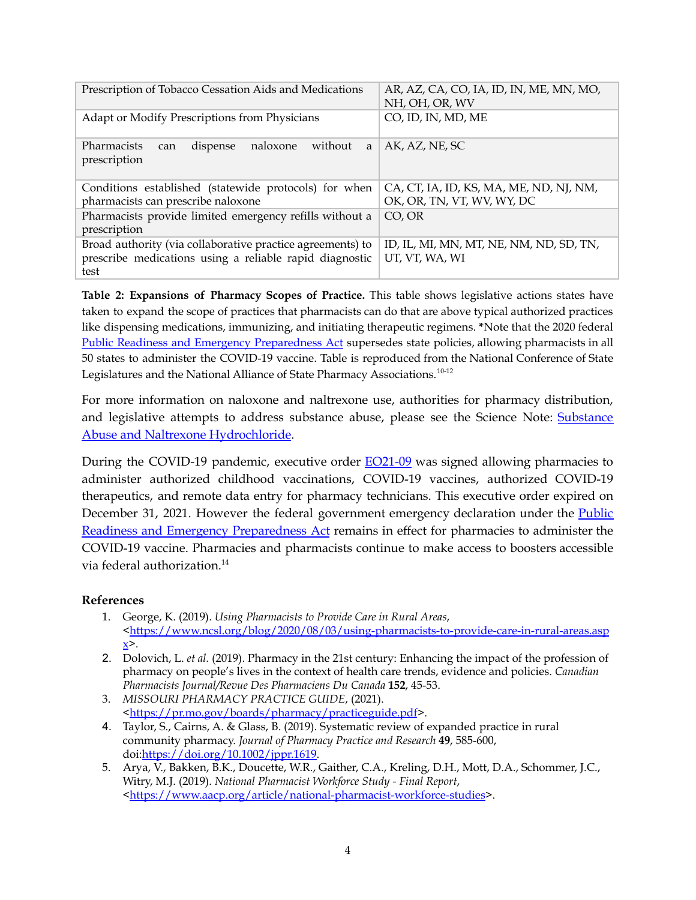| Prescription of Tobacco Cessation Aids and Medications | AR, AZ, CA, CO, IA, ID, IN, ME, MN, MO, NH, OH, OR, WV |
|---|---|
| Adapt or Modify Prescriptions from Physicians | CO, ID, IN, MD, ME |
| Pharmacists can dispense naloxone without a prescription | AK, AZ, NE, SC |
| Conditions established (statewide protocols) for when pharmacists can prescribe naloxone | CA, CT, IA, ID, KS, MA, ME, ND, NJ, NM, OK, OR, TN, VT, WV, WY, DC |
| Pharmacists provide limited emergency refills without a prescription | CO, OR |
| Broad authority (via collaborative practice agreements) to prescribe medications using a reliable rapid diagnostic test | ID, IL, MI, MN, MT, NE, NM, ND, SD, TN, UT, VT, WA, WI |

**Table 2: Expansions of Pharmacy Scopes of Practice.** This table shows legislative actions states have taken to expand the scope of practices that pharmacists can do that are above typical authorized practices like dispensing medications, immunizing, and initiating therapeutic regimens. *Note that the 2020 federal Public Readiness and Emergency Preparedness Act supersedes state policies, allowing pharmacists in all 50 states to administer the COVID-19 vaccine. Table is reproduced from the National Conference of State Legislatures and the National Alliance of State Pharmacy Associations.[10-12]

For more information on naloxone and naltrexone use, authorities for pharmacy distribution, and legislative attempts to address substance abuse, please see the Science Note: Substance Abuse and Naltrexone Hydrochloride.

During the COVID-19 pandemic, executive order EO21-09 was signed allowing pharmacies to administer authorized childhood vaccinations, COVID-19 vaccines, authorized COVID-19 therapeutics, and remote data entry for pharmacy technicians. This executive order expired on December 31, 2021. However the federal government emergency declaration under the Public Readiness and Emergency Preparedness Act remains in effect for pharmacies to administer the COVID-19 vaccine. Pharmacies and pharmacists continue to make access to boosters accessible via federal authorization.[14]

## References

1. George, K. (2019). *Using Pharmacists to Provide Care in Rural Areas*, <https://www.ncsl.org/blog/2020/08/03/using-pharmacists-to-provide-care-in-rural-areas.aspx>.
2. Dolovich, L. *et al.* (2019). Pharmacy in the 21st century: Enhancing the impact of the profession of pharmacy on people's lives in the context of health care trends, evidence and policies. *Canadian Pharmacists Journal/Revue Des Pharmaciens Du Canada* **152**, 45-53.
3. *MISSOURI PHARMACY PRACTICE GUIDE*, (2021). <https://pr.mo.gov/boards/pharmacy/practiceguide.pdf>.
4. Taylor, S., Cairns, A. & Glass, B. (2019). Systematic review of expanded practice in rural community pharmacy. *Journal of Pharmacy Practice and Research* **49**, 585-600, doi:https://doi.org/10.1002/jppr.1619.
5. Arya, V., Bakken, B.K., Doucette, W.R., Gaither, C.A., Kreling, D.H., Mott, D.A., Schommer, J.C., Witry, M.J. (2019). *National Pharmacist Workforce Study - Final Report*, <https://www.aacp.org/article/national-pharmacist-workforce-studies>.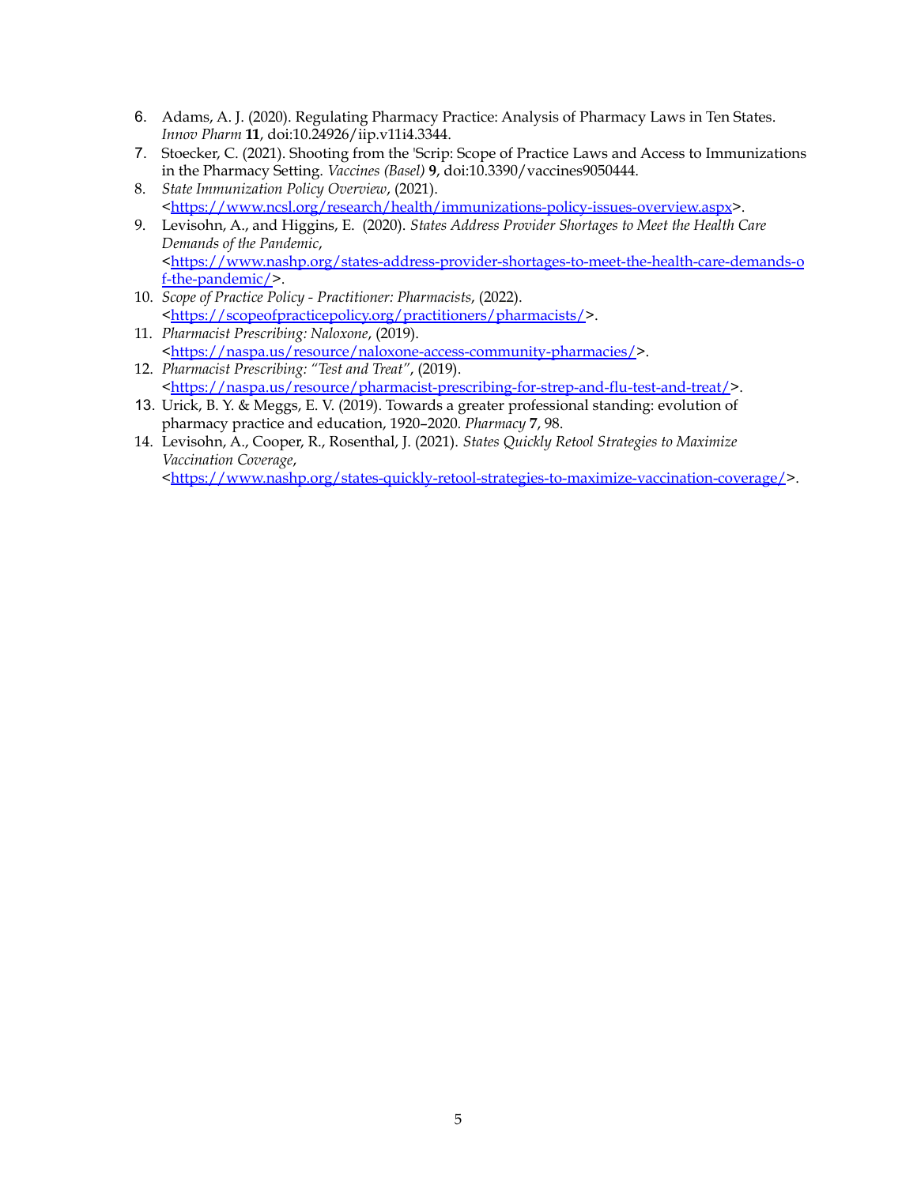6. Adams, A. J. (2020). Regulating Pharmacy Practice: Analysis of Pharmacy Laws in Ten States. *Innov Pharm* **11**, doi:10.24926/iip.v11i4.3344.
7. Stoecker, C. (2021). Shooting from the 'Scrip: Scope of Practice Laws and Access to Immunizations in the Pharmacy Setting. *Vaccines (Basel)* **9**, doi:10.3390/vaccines9050444.
8. *State Immunization Policy Overview*, (2021). <https://www.ncsl.org/research/health/immunizations-policy-issues-overview.aspx>.
9. Levisohn, A., and Higgins, E. (2020). *States Address Provider Shortages to Meet the Health Care Demands of the Pandemic*, <https://www.nashp.org/states-address-provider-shortages-to-meet-the-health-care-demands-of-the-pandemic/>.
10. *Scope of Practice Policy - Practitioner: Pharmacists*, (2022). <https://scopeofpracticepolicy.org/practitioners/pharmacists/>.
11. *Pharmacist Prescribing: Naloxone*, (2019). <https://naspa.us/resource/naloxone-access-community-pharmacies/>.
12. *Pharmacist Prescribing: "Test and Treat"*, (2019). <https://naspa.us/resource/pharmacist-prescribing-for-strep-and-flu-test-and-treat/>.
13. Urick, B. Y. & Meggs, E. V. (2019). Towards a greater professional standing: evolution of pharmacy practice and education, 1920–2020. *Pharmacy* **7**, 98.
14. Levisohn, A., Cooper, R., Rosenthal, J. (2021). *States Quickly Retool Strategies to Maximize Vaccination Coverage*, <https://www.nashp.org/states-quickly-retool-strategies-to-maximize-vaccination-coverage/>.